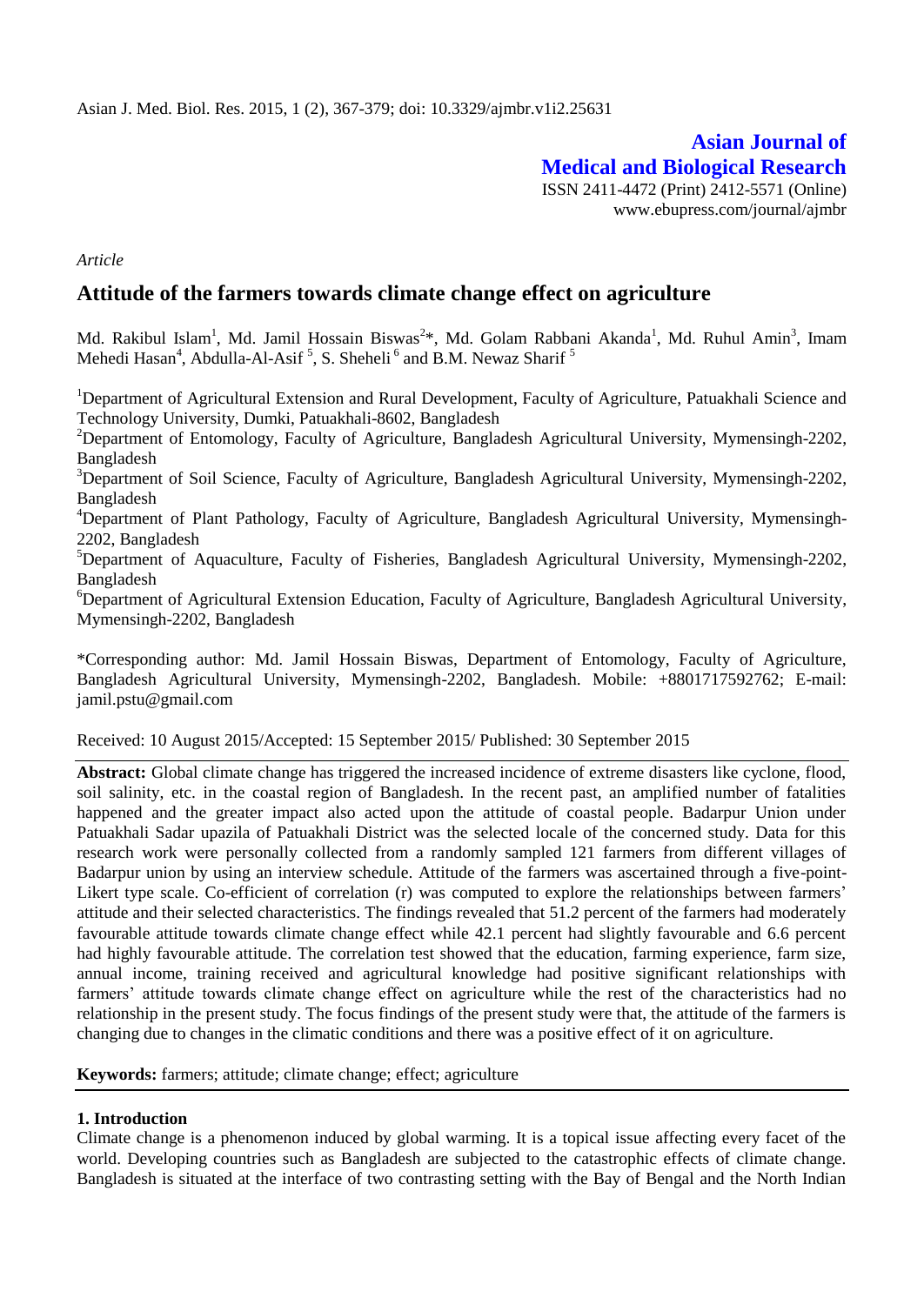**Asian Journal of Medical and Biological Research**

ISSN 2411-4472 (Print) 2412-5571 (Online)

www.ebupress.com/journal/ajmbr

*Article*

# Attitude of the farmers towards climate change effect on agriculture

Md. Rakibul Islam[1], Md. Jamil Hossain Biswas[2]*, Md. Golam Rabbani Akanda[1], Md. Ruhul Amin[3], Imam Mehedi Hasan[4], Abdulla-Al-Asif [5], S. Sheheli [6] and B.M. Newaz Sharif [5]

[1]Department of Agricultural Extension and Rural Development, Faculty of Agriculture, Patuakhali Science and Technology University, Dumki, Patuakhali-8602, Bangladesh

[2]Department of Entomology, Faculty of Agriculture, Bangladesh Agricultural University, Mymensingh-2202, Bangladesh

[3]Department of Soil Science, Faculty of Agriculture, Bangladesh Agricultural University, Mymensingh-2202, Bangladesh

[4]Department of Plant Pathology, Faculty of Agriculture, Bangladesh Agricultural University, Mymensingh-2202, Bangladesh

[5]Department of Aquaculture, Faculty of Fisheries, Bangladesh Agricultural University, Mymensingh-2202, Bangladesh

[6]Department of Agricultural Extension Education, Faculty of Agriculture, Bangladesh Agricultural University, Mymensingh-2202, Bangladesh

*Corresponding author: Md. Jamil Hossain Biswas, Department of Entomology, Faculty of Agriculture, Bangladesh Agricultural University, Mymensingh-2202, Bangladesh. Mobile: +8801717592762; E-mail: jamil.pstu@gmail.com

Received: 10 August 2015/Accepted: 15 September 2015/ Published: 30 September 2015

**Abstract:** Global climate change has triggered the increased incidence of extreme disasters like cyclone, flood, soil salinity, etc. in the coastal region of Bangladesh. In the recent past, an amplified number of fatalities happened and the greater impact also acted upon the attitude of coastal people. Badarpur Union under Patuakhali Sadar upazila of Patuakhali District was the selected locale of the concerned study. Data for this research work were personally collected from a randomly sampled 121 farmers from different villages of Badarpur union by using an interview schedule. Attitude of the farmers was ascertained through a five-point-Likert type scale. Co-efficient of correlation (r) was computed to explore the relationships between farmers' attitude and their selected characteristics. The findings revealed that 51.2 percent of the farmers had moderately favourable attitude towards climate change effect while 42.1 percent had slightly favourable and 6.6 percent had highly favourable attitude. The correlation test showed that the education, farming experience, farm size, annual income, training received and agricultural knowledge had positive significant relationships with farmers' attitude towards climate change effect on agriculture while the rest of the characteristics had no relationship in the present study. The focus findings of the present study were that, the attitude of the farmers is changing due to changes in the climatic conditions and there was a positive effect of it on agriculture.

**Keywords:** farmers; attitude; climate change; effect; agriculture

## 1. Introduction

Climate change is a phenomenon induced by global warming. It is a topical issue affecting every facet of the world. Developing countries such as Bangladesh are subjected to the catastrophic effects of climate change. Bangladesh is situated at the interface of two contrasting setting with the Bay of Bengal and the North Indian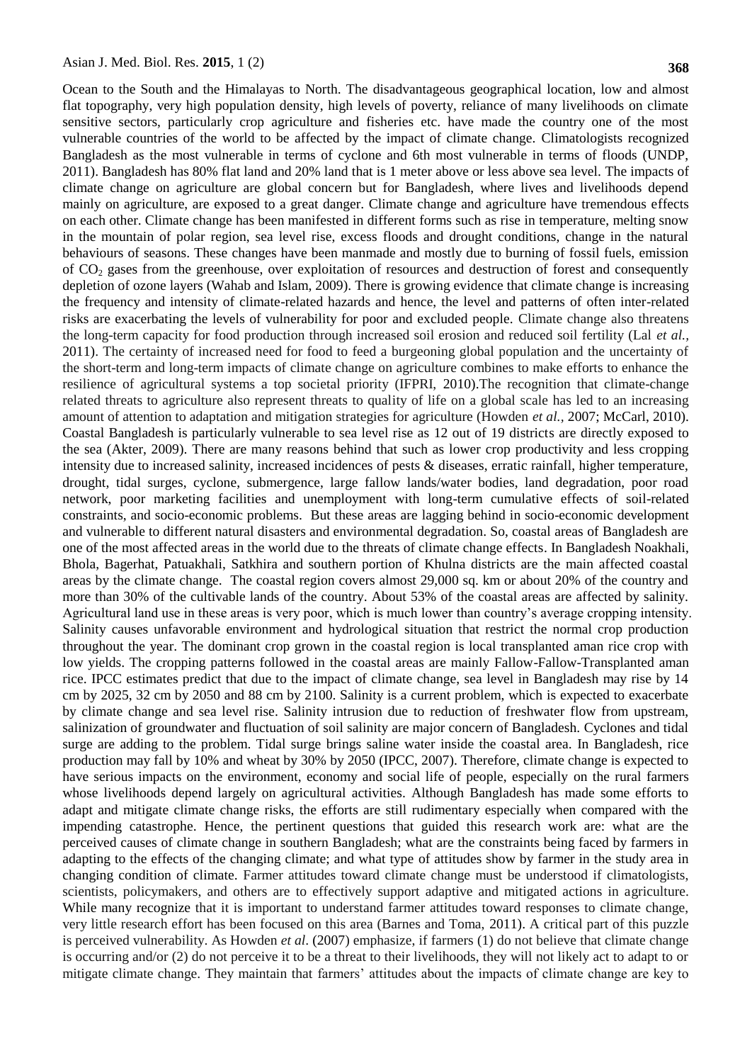Ocean to the South and the Himalayas to North. The disadvantageous geographical location, low and almost flat topography, very high population density, high levels of poverty, reliance of many livelihoods on climate sensitive sectors, particularly crop agriculture and fisheries etc. have made the country one of the most vulnerable countries of the world to be affected by the impact of climate change. Climatologists recognized Bangladesh as the most vulnerable in terms of cyclone and 6th most vulnerable in terms of floods (UNDP, 2011). Bangladesh has 80% flat land and 20% land that is 1 meter above or less above sea level. The impacts of climate change on agriculture are global concern but for Bangladesh, where lives and livelihoods depend mainly on agriculture, are exposed to a great danger. Climate change and agriculture have tremendous effects on each other. Climate change has been manifested in different forms such as rise in temperature, melting snow in the mountain of polar region, sea level rise, excess floods and drought conditions, change in the natural behaviours of seasons. These changes have been manmade and mostly due to burning of fossil fuels, emission of $CO_2$ gases from the greenhouse, over exploitation of resources and destruction of forest and consequently depletion of ozone layers (Wahab and Islam, 2009). There is growing evidence that climate change is increasing the frequency and intensity of climate-related hazards and hence, the level and patterns of often inter-related risks are exacerbating the levels of vulnerability for poor and excluded people. Climate change also threatens the long-term capacity for food production through increased soil erosion and reduced soil fertility (Lal *et al.*, 2011). The certainty of increased need for food to feed a burgeoning global population and the uncertainty of the short-term and long-term impacts of climate change on agriculture combines to make efforts to enhance the resilience of agricultural systems a top societal priority (IFPRI, 2010).The recognition that climate-change related threats to agriculture also represent threats to quality of life on a global scale has led to an increasing amount of attention to adaptation and mitigation strategies for agriculture (Howden *et al.,* 2007; McCarl, 2010). Coastal Bangladesh is particularly vulnerable to sea level rise as 12 out of 19 districts are directly exposed to the sea (Akter, 2009). There are many reasons behind that such as lower crop productivity and less cropping intensity due to increased salinity, increased incidences of pests & diseases, erratic rainfall, higher temperature, drought, tidal surges, cyclone, submergence, large fallow lands/water bodies, land degradation, poor road network, poor marketing facilities and unemployment with long-term cumulative effects of soil-related constraints, and socio-economic problems. But these areas are lagging behind in socio-economic development and vulnerable to different natural disasters and environmental degradation. So, coastal areas of Bangladesh are one of the most affected areas in the world due to the threats of climate change effects. In Bangladesh Noakhali, Bhola, Bagerhat, Patuakhali, Satkhira and southern portion of Khulna districts are the main affected coastal areas by the climate change. The coastal region covers almost 29,000 sq. km or about 20% of the country and more than 30% of the cultivable lands of the country. About 53% of the coastal areas are affected by salinity. Agricultural land use in these areas is very poor, which is much lower than country's average cropping intensity. Salinity causes unfavorable environment and hydrological situation that restrict the normal crop production throughout the year. The dominant crop grown in the coastal region is local transplanted aman rice crop with low yields. The cropping patterns followed in the coastal areas are mainly Fallow-Fallow-Transplanted aman rice. IPCC estimates predict that due to the impact of climate change, sea level in Bangladesh may rise by 14 cm by 2025, 32 cm by 2050 and 88 cm by 2100. Salinity is a current problem, which is expected to exacerbate by climate change and sea level rise. Salinity intrusion due to reduction of freshwater flow from upstream, salinization of groundwater and fluctuation of soil salinity are major concern of Bangladesh. Cyclones and tidal surge are adding to the problem. Tidal surge brings saline water inside the coastal area. In Bangladesh, rice production may fall by 10% and wheat by 30% by 2050 (IPCC, 2007). Therefore, climate change is expected to have serious impacts on the environment, economy and social life of people, especially on the rural farmers whose livelihoods depend largely on agricultural activities. Although Bangladesh has made some efforts to adapt and mitigate climate change risks, the efforts are still rudimentary especially when compared with the impending catastrophe. Hence, the pertinent questions that guided this research work are: what are the perceived causes of climate change in southern Bangladesh; what are the constraints being faced by farmers in adapting to the effects of the changing climate; and what type of attitudes show by farmer in the study area in changing condition of climate. Farmer attitudes toward climate change must be understood if climatologists, scientists, policymakers, and others are to effectively support adaptive and mitigated actions in agriculture. While many recognize that it is important to understand farmer attitudes toward responses to climate change, very little research effort has been focused on this area (Barnes and Toma, 2011). A critical part of this puzzle is perceived vulnerability. As Howden *et al*. (2007) emphasize, if farmers (1) do not believe that climate change is occurring and/or (2) do not perceive it to be a threat to their livelihoods, they will not likely act to adapt to or mitigate climate change. They maintain that farmers' attitudes about the impacts of climate change are key to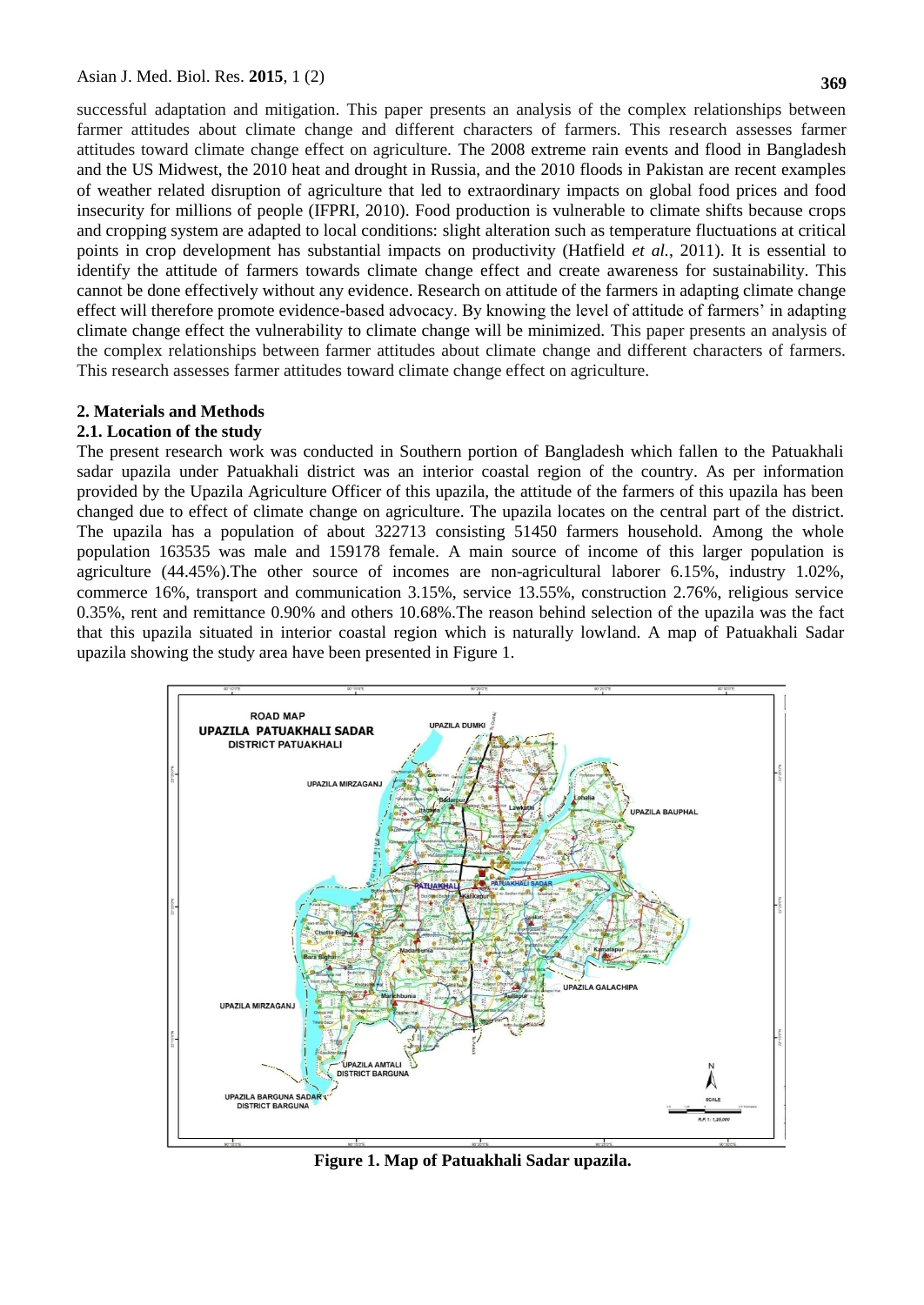successful adaptation and mitigation. This paper presents an analysis of the complex relationships between farmer attitudes about climate change and different characters of farmers. This research assesses farmer attitudes toward climate change effect on agriculture. The 2008 extreme rain events and flood in Bangladesh and the US Midwest, the 2010 heat and drought in Russia, and the 2010 floods in Pakistan are recent examples of weather related disruption of agriculture that led to extraordinary impacts on global food prices and food insecurity for millions of people (IFPRI, 2010). Food production is vulnerable to climate shifts because crops and cropping system are adapted to local conditions: slight alteration such as temperature fluctuations at critical points in crop development has substantial impacts on productivity (Hatfield *et al.*, 2011). It is essential to identify the attitude of farmers towards climate change effect and create awareness for sustainability. This cannot be done effectively without any evidence. Research on attitude of the farmers in adapting climate change effect will therefore promote evidence-based advocacy. By knowing the level of attitude of farmers' in adapting climate change effect the vulnerability to climate change will be minimized. This paper presents an analysis of the complex relationships between farmer attitudes about climate change and different characters of farmers. This research assesses farmer attitudes toward climate change effect on agriculture.

## 2. Materials and Methods

### 2.1. Location of the study

The present research work was conducted in Southern portion of Bangladesh which fallen to the Patuakhali sadar upazila under Patuakhali district was an interior coastal region of the country. As per information provided by the Upazila Agriculture Officer of this upazila, the attitude of the farmers of this upazila has been changed due to effect of climate change on agriculture. The upazila locates on the central part of the district. The upazila has a population of about 322713 consisting 51450 farmers household. Among the whole population 163535 was male and 159178 female. A main source of income of this larger population is agriculture (44.45%).The other source of incomes are non-agricultural laborer 6.15%, industry 1.02%, commerce 16%, transport and communication 3.15%, service 13.55%, construction 2.76%, religious service 0.35%, rent and remittance 0.90% and others 10.68%.The reason behind selection of the upazila was the fact that this upazila situated in interior coastal region which is naturally lowland. A map of Patuakhali Sadar upazila showing the study area have been presented in Figure 1.

**Figure 1. Map of Patuakhali Sadar upazila.**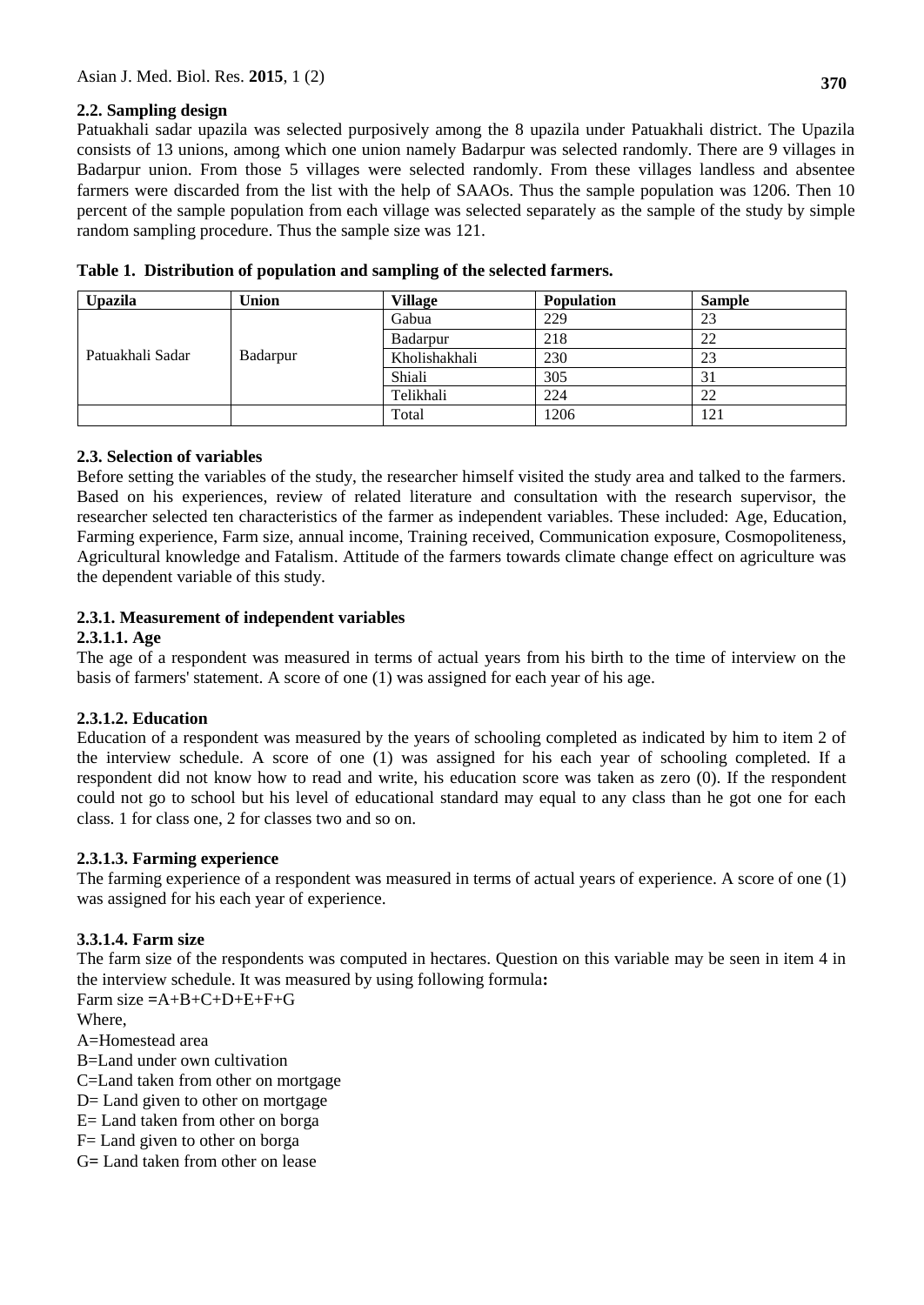### 2.2. Sampling design

Patuakhali sadar upazila was selected purposively among the 8 upazila under Patuakhali district. The Upazila consists of 13 unions, among which one union namely Badarpur was selected randomly. There are 9 villages in Badarpur union. From those 5 villages were selected randomly. From these villages landless and absentee farmers were discarded from the list with the help of SAAOs. Thus the sample population was 1206. Then 10 percent of the sample population from each village was selected separately as the sample of the study by simple random sampling procedure. Thus the sample size was 121.

**Table 1. Distribution of population and sampling of the selected farmers.**

| Upazila | Union | Village | Population | Sample |
|---|---|---|---|---|
| Patuakhali Sadar | Badarpur | Gabua | 229 | 23 |
| | | Badarpur | 218 | 22 |
| | | Kholishakhali | 230 | 23 |
| | | Shiali | 305 | 31 |
| | | Telikhali | 224 | 22 |
| | | Total | 1206 | 121 |

### 2.3. Selection of variables

Before setting the variables of the study, the researcher himself visited the study area and talked to the farmers. Based on his experiences, review of related literature and consultation with the research supervisor, the researcher selected ten characteristics of the farmer as independent variables. These included: Age, Education, Farming experience, Farm size, annual income, Training received, Communication exposure, Cosmopoliteness, Agricultural knowledge and Fatalism. Attitude of the farmers towards climate change effect on agriculture was the dependent variable of this study.

#### 2.3.1. Measurement of independent variables

##### 2.3.1.1. Age

The age of a respondent was measured in terms of actual years from his birth to the time of interview on the basis of farmers' statement. A score of one (1) was assigned for each year of his age.

##### 2.3.1.2. Education

Education of a respondent was measured by the years of schooling completed as indicated by him to item 2 of the interview schedule. A score of one (1) was assigned for his each year of schooling completed. If a respondent did not know how to read and write, his education score was taken as zero (0). If the respondent could not go to school but his level of educational standard may equal to any class than he got one for each class. 1 for class one, 2 for classes two and so on.

##### 2.3.1.3. Farming experience

The farming experience of a respondent was measured in terms of actual years of experience. A score of one (1) was assigned for his each year of experience.

##### 3.3.1.4. Farm size

The farm size of the respondents was computed in hectares. Question on this variable may be seen in item 4 in the interview schedule. It was measured by using following formula**:**

Farm size =A+B+C+D+E+F+G

Where,

A=Homestead area

B=Land under own cultivation

C=Land taken from other on mortgage

D= Land given to other on mortgage

E= Land taken from other on borga

F= Land given to other on borga

G= Land taken from other on lease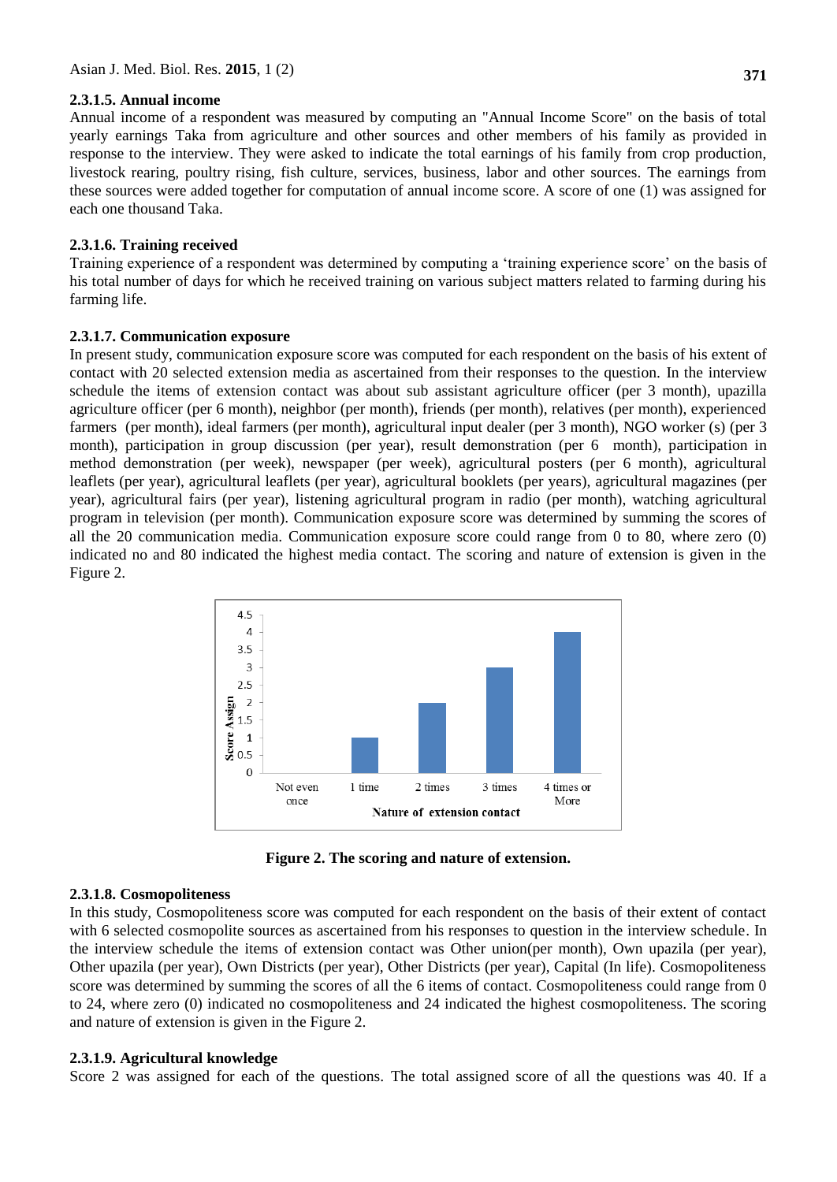#### 2.3.1.5. Annual income

Annual income of a respondent was measured by computing an "Annual Income Score" on the basis of total yearly earnings Taka from agriculture and other sources and other members of his family as provided in response to the interview. They were asked to indicate the total earnings of his family from crop production, livestock rearing, poultry rising, fish culture, services, business, labor and other sources. The earnings from these sources were added together for computation of annual income score. A score of one (1) was assigned for each one thousand Taka.

#### 2.3.1.6. Training received

Training experience of a respondent was determined by computing a 'training experience score' on the basis of his total number of days for which he received training on various subject matters related to farming during his farming life.

#### 2.3.1.7. Communication exposure

In present study, communication exposure score was computed for each respondent on the basis of his extent of contact with 20 selected extension media as ascertained from their responses to the question. In the interview schedule the items of extension contact was about sub assistant agriculture officer (per 3 month), upazilla agriculture officer (per 6 month), neighbor (per month), friends (per month), relatives (per month), experienced farmers (per month), ideal farmers (per month), agricultural input dealer (per 3 month), NGO worker (s) (per 3 month), participation in group discussion (per year), result demonstration (per 6 month), participation in method demonstration (per week), newspaper (per week), agricultural posters (per 6 month), agricultural leaflets (per year), agricultural leaflets (per year), agricultural booklets (per years), agricultural magazines (per year), agricultural fairs (per year), listening agricultural program in radio (per month), watching agricultural program in television (per month). Communication exposure score was determined by summing the scores of all the 20 communication media. Communication exposure score could range from 0 to 80, where zero (0) indicated no and 80 indicated the highest media contact. The scoring and nature of extension is given in the Figure 2.

**Figure 2. The scoring and nature of extension.**

#### 2.3.1.8. Cosmopoliteness

In this study, Cosmopoliteness score was computed for each respondent on the basis of their extent of contact with 6 selected cosmopolite sources as ascertained from his responses to question in the interview schedule. In the interview schedule the items of extension contact was Other union(per month), Own upazila (per year), Other upazila (per year), Own Districts (per year), Other Districts (per year), Capital (In life). Cosmopoliteness score was determined by summing the scores of all the 6 items of contact. Cosmopoliteness could range from 0 to 24, where zero (0) indicated no cosmopoliteness and 24 indicated the highest cosmopoliteness. The scoring and nature of extension is given in the Figure 2.

#### 2.3.1.9. Agricultural knowledge

Score 2 was assigned for each of the questions. The total assigned score of all the questions was 40. If a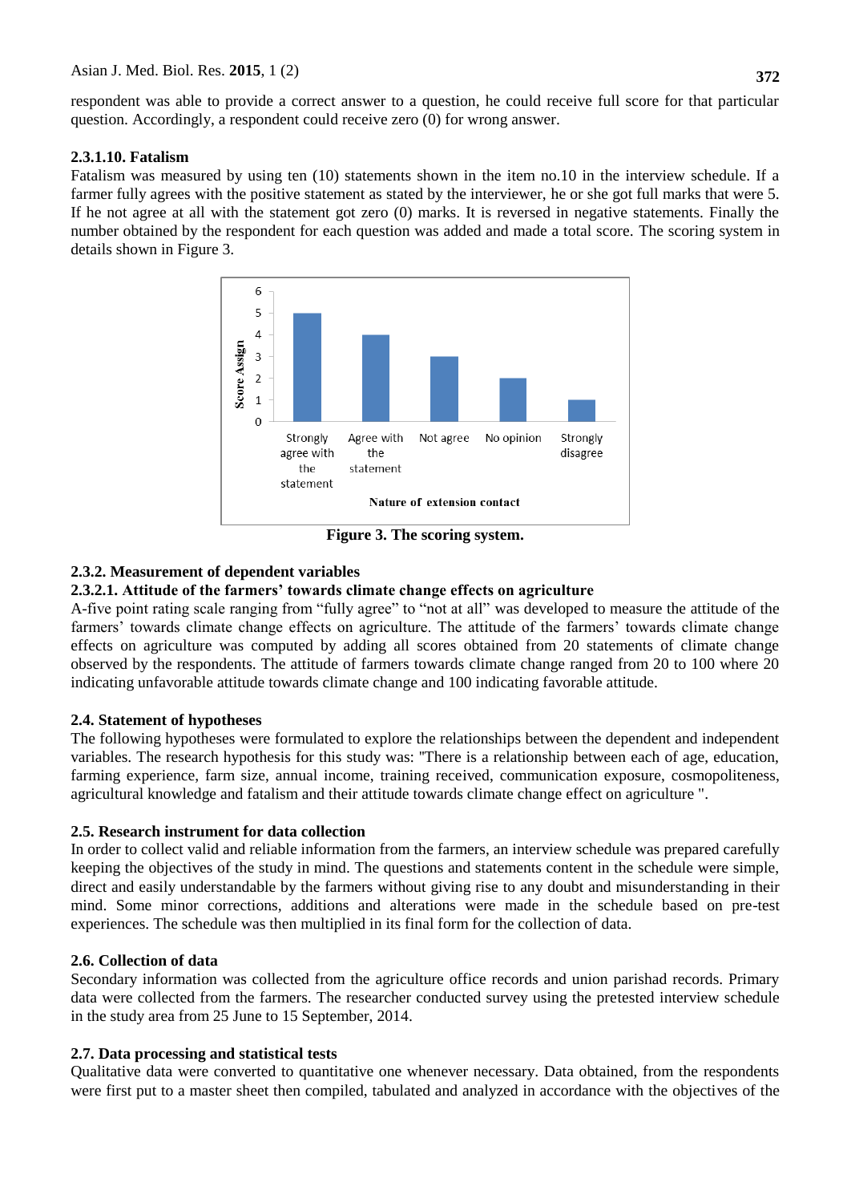respondent was able to provide a correct answer to a question, he could receive full score for that particular question. Accordingly, a respondent could receive zero (0) for wrong answer.

#### 2.3.1.10. Fatalism

Fatalism was measured by using ten (10) statements shown in the item no.10 in the interview schedule. If a farmer fully agrees with the positive statement as stated by the interviewer, he or she got full marks that were 5. If he not agree at all with the statement got zero (0) marks. It is reversed in negative statements. Finally the number obtained by the respondent for each question was added and made a total score. The scoring system in details shown in Figure 3.

**Figure 3. The scoring system.**

### 2.3.2. Measurement of dependent variables

#### 2.3.2.1. Attitude of the farmers' towards climate change effects on agriculture

A-five point rating scale ranging from "fully agree" to "not at all" was developed to measure the attitude of the farmers' towards climate change effects on agriculture. The attitude of the farmers' towards climate change effects on agriculture was computed by adding all scores obtained from 20 statements of climate change observed by the respondents. The attitude of farmers towards climate change ranged from 20 to 100 where 20 indicating unfavorable attitude towards climate change and 100 indicating favorable attitude.

## 2.4. Statement of hypotheses

The following hypotheses were formulated to explore the relationships between the dependent and independent variables. The research hypothesis for this study was: "There is a relationship between each of age, education, farming experience, farm size, annual income, training received, communication exposure, cosmopoliteness, agricultural knowledge and fatalism and their attitude towards climate change effect on agriculture ".

## 2.5. Research instrument for data collection

In order to collect valid and reliable information from the farmers, an interview schedule was prepared carefully keeping the objectives of the study in mind. The questions and statements content in the schedule were simple, direct and easily understandable by the farmers without giving rise to any doubt and misunderstanding in their mind. Some minor corrections, additions and alterations were made in the schedule based on pre-test experiences. The schedule was then multiplied in its final form for the collection of data.

## 2.6. Collection of data

Secondary information was collected from the agriculture office records and union parishad records. Primary data were collected from the farmers. The researcher conducted survey using the pretested interview schedule in the study area from 25 June to 15 September, 2014.

## 2.7. Data processing and statistical tests

Qualitative data were converted to quantitative one whenever necessary. Data obtained, from the respondents were first put to a master sheet then compiled, tabulated and analyzed in accordance with the objectives of the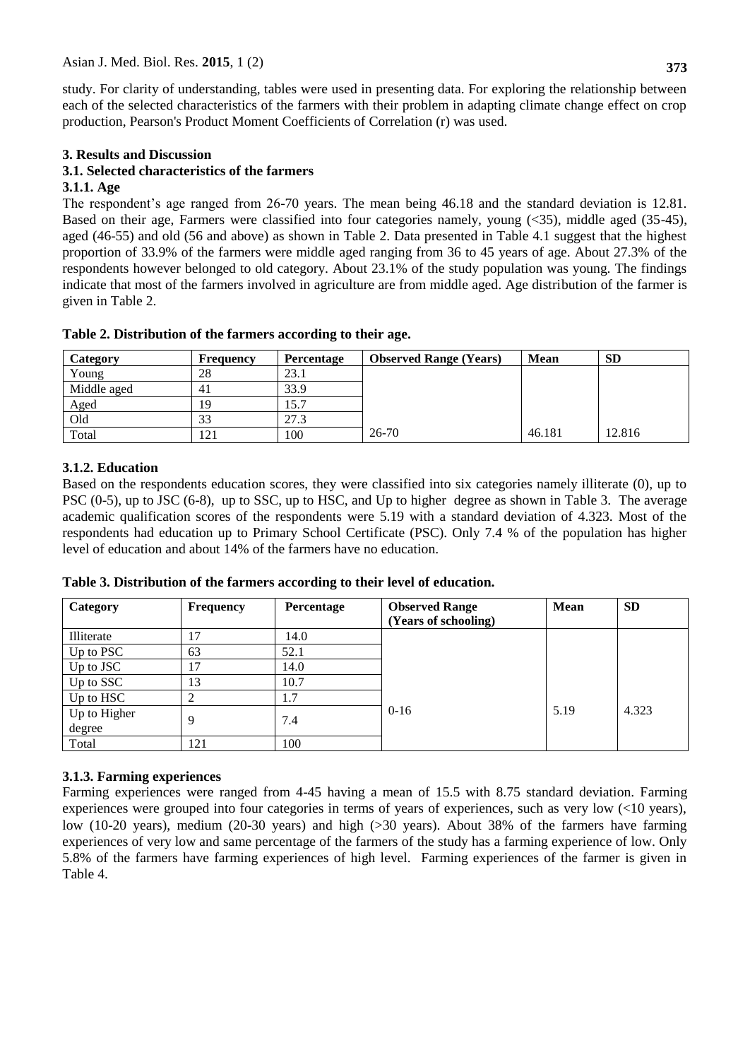study. For clarity of understanding, tables were used in presenting data. For exploring the relationship between each of the selected characteristics of the farmers with their problem in adapting climate change effect on crop production, Pearson's Product Moment Coefficients of Correlation (r) was used.

## 3. Results and Discussion

### 3.1. Selected characteristics of the farmers

#### 3.1.1. Age

The respondent's age ranged from 26-70 years. The mean being 46.18 and the standard deviation is 12.81. Based on their age, Farmers were classified into four categories namely, young (<35), middle aged (35-45), aged (46-55) and old (56 and above) as shown in Table 2. Data presented in Table 4.1 suggest that the highest proportion of 33.9% of the farmers were middle aged ranging from 36 to 45 years of age. About 27.3% of the respondents however belonged to old category. About 23.1% of the study population was young. The findings indicate that most of the farmers involved in agriculture are from middle aged. Age distribution of the farmer is given in Table 2.

**Table 2. Distribution of the farmers according to their age.**

| Category | Frequency | Percentage | Observed Range (Years) | Mean | SD |
|---|---|---|---|---|---|
| Young | 28 | 23.1 | | | |
| Middle aged | 41 | 33.9 | | | |
| Aged | 19 | 15.7 | | | |
| Old | 33 | 27.3 | | | |
| Total | 121 | 100 | 26-70 | 46.181 | 12.816 |

#### 3.1.2. Education

Based on the respondents education scores, they were classified into six categories namely illiterate (0), up to PSC (0-5), up to JSC (6-8), up to SSC, up to HSC, and Up to higher degree as shown in Table 3. The average academic qualification scores of the respondents were 5.19 with a standard deviation of 4.323. Most of the respondents had education up to Primary School Certificate (PSC). Only 7.4 % of the population has higher level of education and about 14% of the farmers have no education.

**Table 3. Distribution of the farmers according to their level of education.**

| Category | Frequency | Percentage | Observed Range (Years of schooling) | Mean | SD |
|---|---|---|---|---|---|
| Illiterate | 17 | 14.0 | | | |
| Up to PSC | 63 | 52.1 | | | |
| Up to JSC | 17 | 14.0 | | | |
| Up to SSC | 13 | 10.7 | | | |
| Up to HSC | 2 | 1.7 | | | |
| Up to Higher degree | 9 | 7.4 | 0-16 | 5.19 | 4.323 |
| Total | 121 | 100 | | | |

#### 3.1.3. Farming experiences

Farming experiences were ranged from 4-45 having a mean of 15.5 with 8.75 standard deviation. Farming experiences were grouped into four categories in terms of years of experiences, such as very low (<10 years), low (10-20 years), medium (20-30 years) and high (>30 years). About 38% of the farmers have farming experiences of very low and same percentage of the farmers of the study has a farming experience of low. Only 5.8% of the farmers have farming experiences of high level. Farming experiences of the farmer is given in Table 4.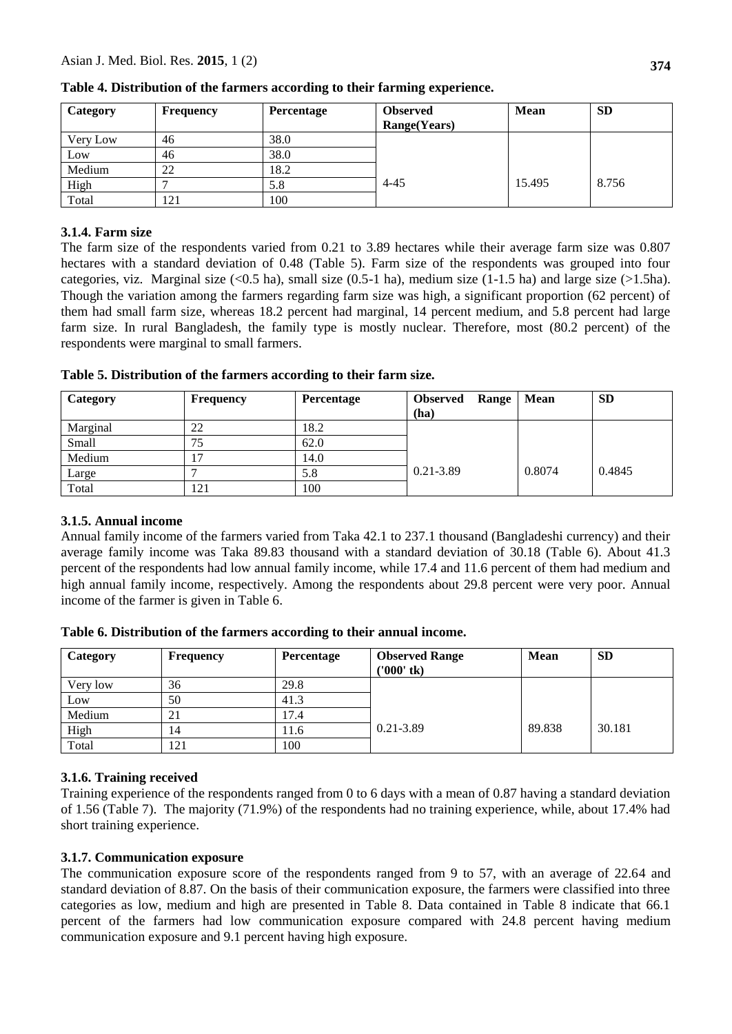**Table 4. Distribution of the farmers according to their farming experience.**

| Category | Frequency | Percentage | Observed Range(Years) | Mean | SD |
|---|---|---|---|---|---|
| Very Low | 46 | 38.0 | 4-45 | 15.495 | 8.756 |
| Low | 46 | 38.0 | | | |
| Medium | 22 | 18.2 | | | |
| High | 7 | 5.8 | | | |
| Total | 121 | 100 | | | |

### 3.1.4. Farm size

The farm size of the respondents varied from 0.21 to 3.89 hectares while their average farm size was 0.807 hectares with a standard deviation of 0.48 (Table 5). Farm size of the respondents was grouped into four categories, viz. Marginal size (<0.5 ha), small size (0.5-1 ha), medium size (1-1.5 ha) and large size (>1.5ha). Though the variation among the farmers regarding farm size was high, a significant proportion (62 percent) of them had small farm size, whereas 18.2 percent had marginal, 14 percent medium, and 5.8 percent had large farm size. In rural Bangladesh, the family type is mostly nuclear. Therefore, most (80.2 percent) of the respondents were marginal to small farmers.

**Table 5. Distribution of the farmers according to their farm size.**

| Category | Frequency | Percentage | Observed Range (ha) | Mean | SD |
|---|---|---|---|---|---|
| Marginal | 22 | 18.2 | 0.21-3.89 | 0.8074 | 0.4845 |
| Small | 75 | 62.0 | | | |
| Medium | 17 | 14.0 | | | |
| Large | 7 | 5.8 | | | |
| Total | 121 | 100 | | | |

### 3.1.5. Annual income

Annual family income of the farmers varied from Taka 42.1 to 237.1 thousand (Bangladeshi currency) and their average family income was Taka 89.83 thousand with a standard deviation of 30.18 (Table 6). About 41.3 percent of the respondents had low annual family income, while 17.4 and 11.6 percent of them had medium and high annual family income, respectively. Among the respondents about 29.8 percent were very poor. Annual income of the farmer is given in Table 6.

**Table 6. Distribution of the farmers according to their annual income.**

| Category | Frequency | Percentage | Observed Range ('000' tk) | Mean | SD |
|---|---|---|---|---|---|
| Very low | 36 | 29.8 | 0.21-3.89 | 89.838 | 30.181 |
| Low | 50 | 41.3 | | | |
| Medium | 21 | 17.4 | | | |
| High | 14 | 11.6 | | | |
| Total | 121 | 100 | | | |

### 3.1.6. Training received

Training experience of the respondents ranged from 0 to 6 days with a mean of 0.87 having a standard deviation of 1.56 (Table 7). The majority (71.9%) of the respondents had no training experience, while, about 17.4% had short training experience.

### 3.1.7. Communication exposure

The communication exposure score of the respondents ranged from 9 to 57, with an average of 22.64 and standard deviation of 8.87. On the basis of their communication exposure, the farmers were classified into three categories as low, medium and high are presented in Table 8. Data contained in Table 8 indicate that 66.1 percent of the farmers had low communication exposure compared with 24.8 percent having medium communication exposure and 9.1 percent having high exposure.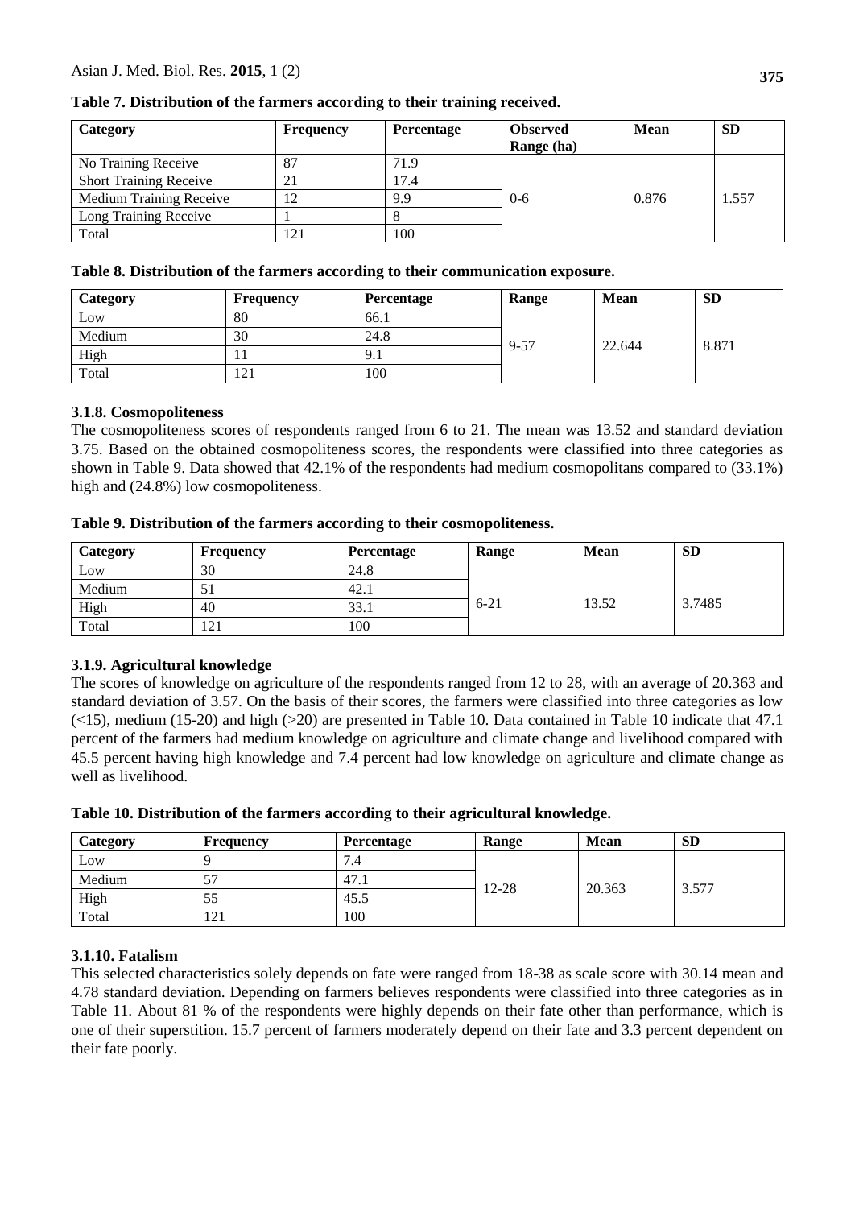**Table 7. Distribution of the farmers according to their training received.**

| Category | Frequency | Percentage | Observed Range (ha) | Mean | SD |
|---|---|---|---|---|---|
| No Training Receive | 87 | 71.9 | 0-6 | 0.876 | 1.557 |
| Short Training Receive | 21 | 17.4 | | | |
| Medium Training Receive | 12 | 9.9 | | | |
| Long Training Receive | 1 | 8 | | | |
| Total | 121 | 100 | | | |

**Table 8. Distribution of the farmers according to their communication exposure.**

| Category | Frequency | Percentage | Range | Mean | SD |
|---|---|---|---|---|---|
| Low | 80 | 66.1 | 9-57 | 22.644 | 8.871 |
| Medium | 30 | 24.8 | | | |
| High | 11 | 9.1 | | | |
| Total | 121 | 100 | | | |

### 3.1.8. Cosmopoliteness

The cosmopoliteness scores of respondents ranged from 6 to 21. The mean was 13.52 and standard deviation 3.75. Based on the obtained cosmopoliteness scores, the respondents were classified into three categories as shown in Table 9. Data showed that 42.1% of the respondents had medium cosmopolitans compared to (33.1%) high and (24.8%) low cosmopoliteness.

**Table 9. Distribution of the farmers according to their cosmopoliteness.**

| Category | Frequency | Percentage | Range | Mean | SD |
|---|---|---|---|---|---|
| Low | 30 | 24.8 | 6-21 | 13.52 | 3.7485 |
| Medium | 51 | 42.1 | | | |
| High | 40 | 33.1 | | | |
| Total | 121 | 100 | | | |

### 3.1.9. Agricultural knowledge

The scores of knowledge on agriculture of the respondents ranged from 12 to 28, with an average of 20.363 and standard deviation of 3.57. On the basis of their scores, the farmers were classified into three categories as low (<15), medium (15-20) and high (>20) are presented in Table 10. Data contained in Table 10 indicate that 47.1 percent of the farmers had medium knowledge on agriculture and climate change and livelihood compared with 45.5 percent having high knowledge and 7.4 percent had low knowledge on agriculture and climate change as well as livelihood.

**Table 10. Distribution of the farmers according to their agricultural knowledge.**

| Category | Frequency | Percentage | Range | Mean | SD |
|---|---|---|---|---|---|
| Low | 9 | 7.4 | 12-28 | 20.363 | 3.577 |
| Medium | 57 | 47.1 | | | |
| High | 55 | 45.5 | | | |
| Total | 121 | 100 | | | |

### 3.1.10. Fatalism

This selected characteristics solely depends on fate were ranged from 18-38 as scale score with 30.14 mean and 4.78 standard deviation. Depending on farmers believes respondents were classified into three categories as in Table 11. About 81 % of the respondents were highly depends on their fate other than performance, which is one of their superstition. 15.7 percent of farmers moderately depend on their fate and 3.3 percent dependent on their fate poorly.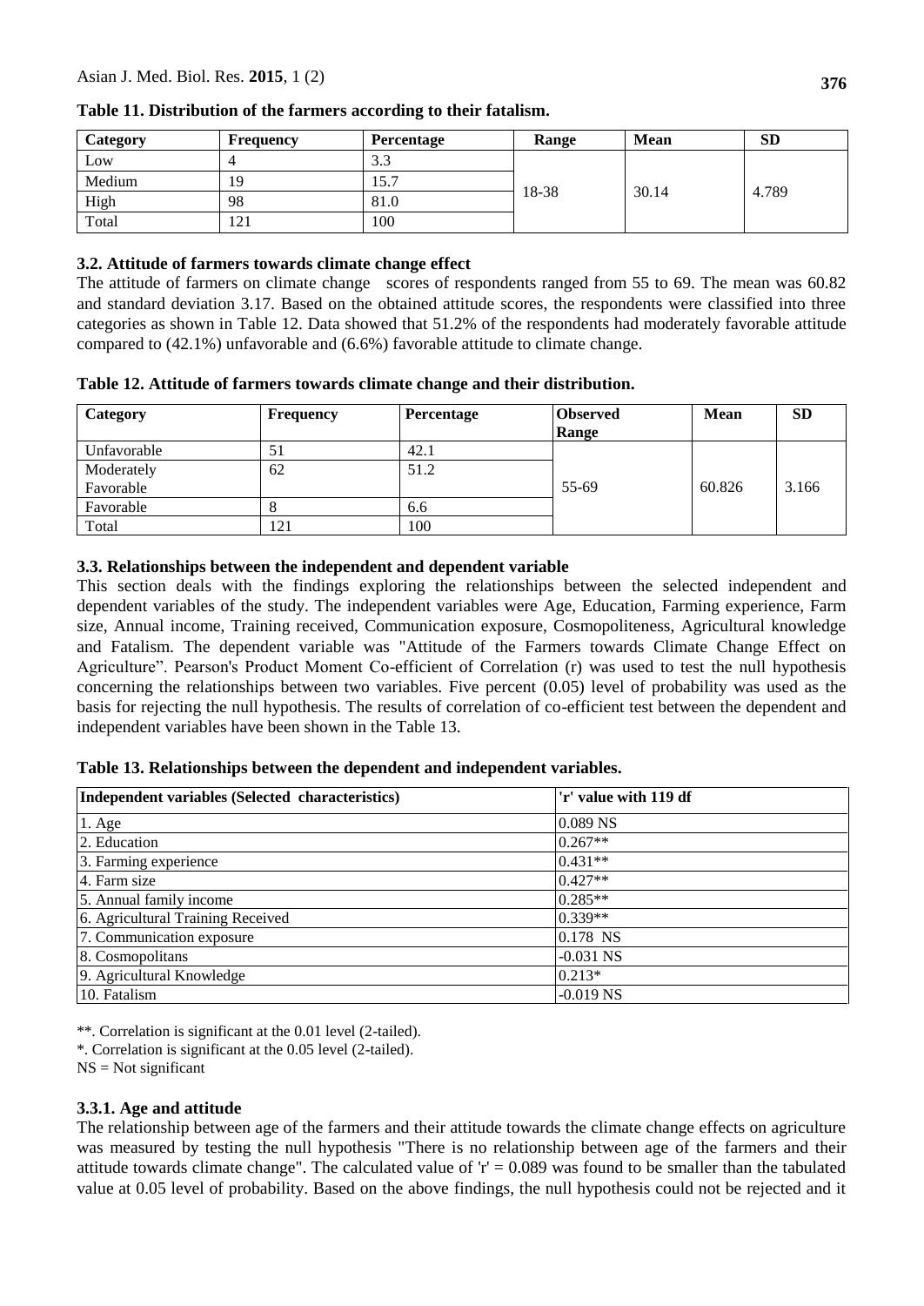**Table 11. Distribution of the farmers according to their fatalism.**

| Category | Frequency | Percentage | Range | Mean | SD |
|---|---|---|---|---|---|
| Low | 4 | 3.3 | 18-38 | 30.14 | 4.789 |
| Medium | 19 | 15.7 | | | |
| High | 98 | 81.0 | | | |
| Total | 121 | 100 | | | |

### 3.2. Attitude of farmers towards climate change effect

The attitude of farmers on climate change scores of respondents ranged from 55 to 69. The mean was 60.82 and standard deviation 3.17. Based on the obtained attitude scores, the respondents were classified into three categories as shown in Table 12. Data showed that 51.2% of the respondents had moderately favorable attitude compared to (42.1%) unfavorable and (6.6%) favorable attitude to climate change.

**Table 12. Attitude of farmers towards climate change and their distribution.**

| Category | Frequency | Percentage | Observed Range | Mean | SD |
|---|---|---|---|---|---|
| Unfavorable | 51 | 42.1 | 55-69 | 60.826 | 3.166 |
| Moderately Favorable | 62 | 51.2 | | | |
| Favorable | 8 | 6.6 | | | |
| Total | 121 | 100 | | | |

### 3.3. Relationships between the independent and dependent variable

This section deals with the findings exploring the relationships between the selected independent and dependent variables of the study. The independent variables were Age, Education, Farming experience, Farm size, Annual income, Training received, Communication exposure, Cosmopoliteness, Agricultural knowledge and Fatalism. The dependent variable was "Attitude of the Farmers towards Climate Change Effect on Agriculture". Pearson's Product Moment Co-efficient of Correlation (r) was used to test the null hypothesis concerning the relationships between two variables. Five percent (0.05) level of probability was used as the basis for rejecting the null hypothesis. The results of correlation of co-efficient test between the dependent and independent variables have been shown in the Table 13.

**Table 13. Relationships between the dependent and independent variables.**

| Independent variables (Selected characteristics) | 'r' value with 119 df |
|---|---|
| 1. Age | 0.089 NS |
| 2. Education | 0.267** |
| 3. Farming experience | 0.431** |
| 4. Farm size | 0.427** |
| 5. Annual family income | 0.285** |
| 6. Agricultural Training Received | 0.339** |
| 7. Communication exposure | 0.178 NS |
| 8. Cosmopolitans | -0.031 NS |
| 9. Agricultural Knowledge | 0.213* |
| 10. Fatalism | -0.019 NS |

**. Correlation is significant at the 0.01 level (2-tailed).

*. Correlation is significant at the 0.05 level (2-tailed).

NS = Not significant

#### 3.3.1. Age and attitude

The relationship between age of the farmers and their attitude towards the climate change effects on agriculture was measured by testing the null hypothesis "There is no relationship between age of the farmers and their attitude towards climate change". The calculated value of 'r' = 0.089 was found to be smaller than the tabulated value at 0.05 level of probability. Based on the above findings, the null hypothesis could not be rejected and it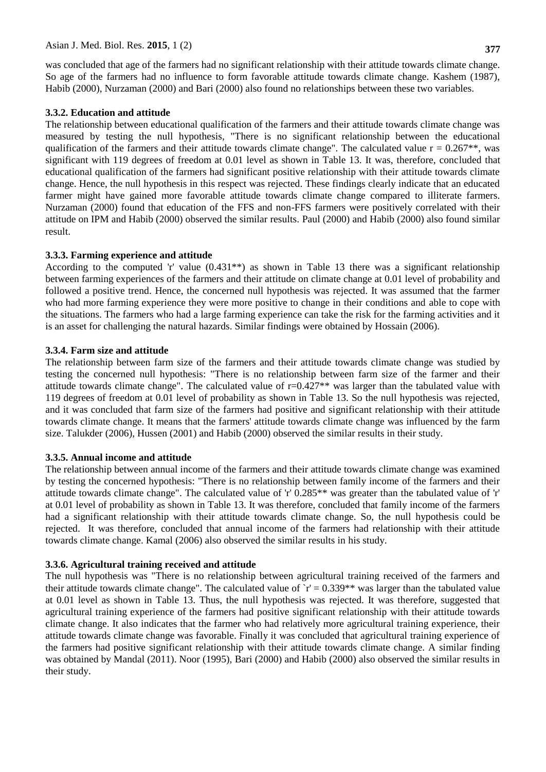was concluded that age of the farmers had no significant relationship with their attitude towards climate change. So age of the farmers had no influence to form favorable attitude towards climate change. Kashem (1987), Habib (2000), Nurzaman (2000) and Bari (2000) also found no relationships between these two variables.

### 3.3.2. Education and attitude

The relationship between educational qualification of the farmers and their attitude towards climate change was measured by testing the null hypothesis, "There is no significant relationship between the educational qualification of the farmers and their attitude towards climate change". The calculated value r = 0.267**, was significant with 119 degrees of freedom at 0.01 level as shown in Table 13. It was, therefore, concluded that educational qualification of the farmers had significant positive relationship with their attitude towards climate change. Hence, the null hypothesis in this respect was rejected. These findings clearly indicate that an educated farmer might have gained more favorable attitude towards climate change compared to illiterate farmers. Nurzaman (2000) found that education of the FFS and non-FFS farmers were positively correlated with their attitude on IPM and Habib (2000) observed the similar results. Paul (2000) and Habib (2000) also found similar result.

### 3.3.3. Farming experience and attitude

According to the computed 'r' value (0.431**) as shown in Table 13 there was a significant relationship between farming experiences of the farmers and their attitude on climate change at 0.01 level of probability and followed a positive trend. Hence, the concerned null hypothesis was rejected. It was assumed that the farmer who had more farming experience they were more positive to change in their conditions and able to cope with the situations. The farmers who had a large farming experience can take the risk for the farming activities and it is an asset for challenging the natural hazards. Similar findings were obtained by Hossain (2006).

### 3.3.4. Farm size and attitude

The relationship between farm size of the farmers and their attitude towards climate change was studied by testing the concerned null hypothesis: "There is no relationship between farm size of the farmer and their attitude towards climate change". The calculated value of r=0.427** was larger than the tabulated value with 119 degrees of freedom at 0.01 level of probability as shown in Table 13. So the null hypothesis was rejected, and it was concluded that farm size of the farmers had positive and significant relationship with their attitude towards climate change. It means that the farmers' attitude towards climate change was influenced by the farm size. Talukder (2006), Hussen (2001) and Habib (2000) observed the similar results in their study.

### 3.3.5. Annual income and attitude

The relationship between annual income of the farmers and their attitude towards climate change was examined by testing the concerned hypothesis: "There is no relationship between family income of the farmers and their attitude towards climate change". The calculated value of 'r' 0.285** was greater than the tabulated value of 'r' at 0.01 level of probability as shown in Table 13. It was therefore, concluded that family income of the farmers had a significant relationship with their attitude towards climate change. So, the null hypothesis could be rejected. It was therefore, concluded that annual income of the farmers had relationship with their attitude towards climate change. Kamal (2006) also observed the similar results in his study.

### 3.3.6. Agricultural training received and attitude

The null hypothesis was "There is no relationship between agricultural training received of the farmers and their attitude towards climate change". The calculated value of `r' = 0.339** was larger than the tabulated value at 0.01 level as shown in Table 13. Thus, the null hypothesis was rejected. It was therefore, suggested that agricultural training experience of the farmers had positive significant relationship with their attitude towards climate change. It also indicates that the farmer who had relatively more agricultural training experience, their attitude towards climate change was favorable. Finally it was concluded that agricultural training experience of the farmers had positive significant relationship with their attitude towards climate change. A similar finding was obtained by Mandal (2011). Noor (1995), Bari (2000) and Habib (2000) also observed the similar results in their study.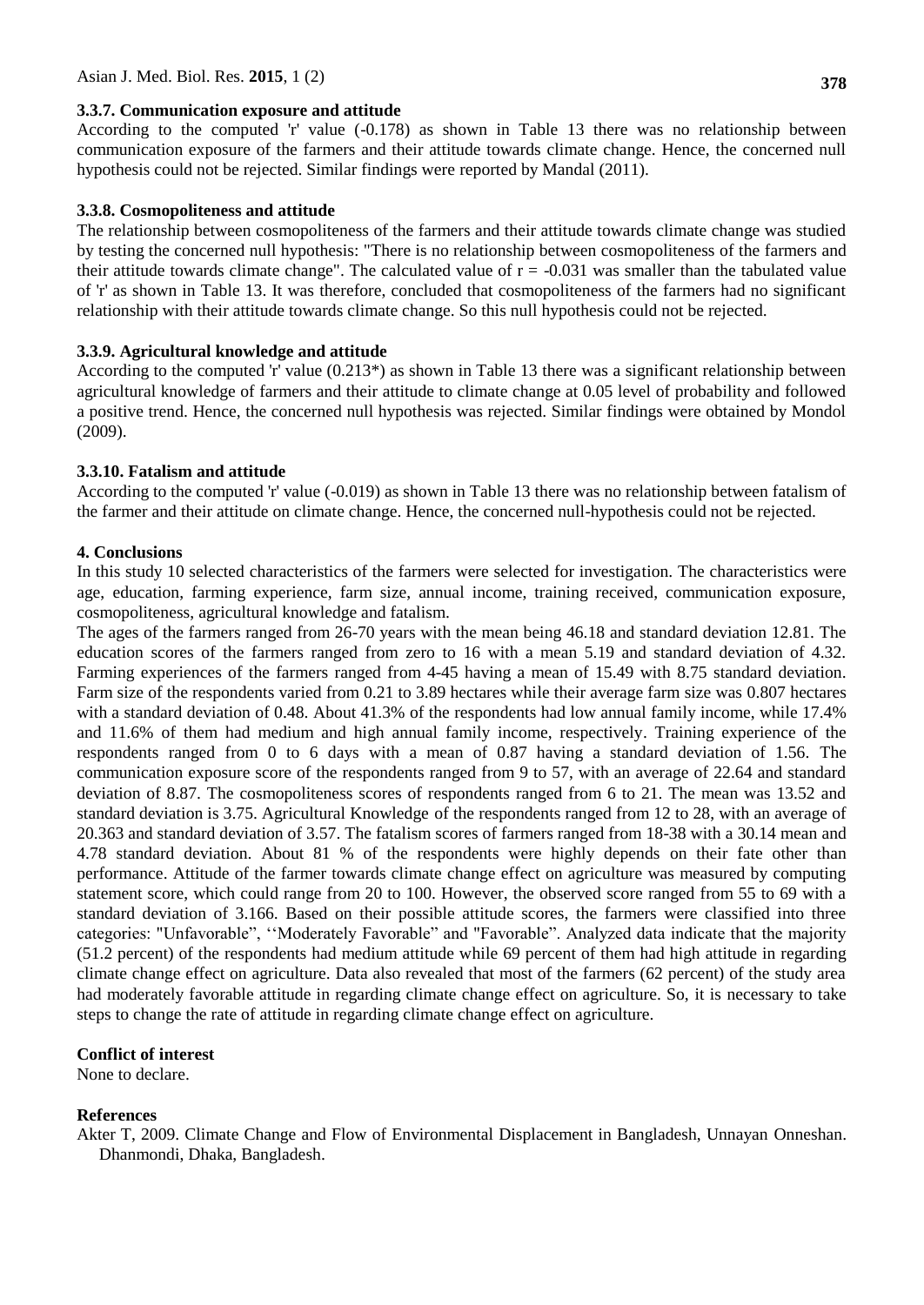### 3.3.7. Communication exposure and attitude

According to the computed 'r' value (-0.178) as shown in Table 13 there was no relationship between communication exposure of the farmers and their attitude towards climate change. Hence, the concerned null hypothesis could not be rejected. Similar findings were reported by Mandal (2011).

### 3.3.8. Cosmopoliteness and attitude

The relationship between cosmopoliteness of the farmers and their attitude towards climate change was studied by testing the concerned null hypothesis: "There is no relationship between cosmopoliteness of the farmers and their attitude towards climate change". The calculated value of r = -0.031 was smaller than the tabulated value of 'r' as shown in Table 13. It was therefore, concluded that cosmopoliteness of the farmers had no significant relationship with their attitude towards climate change. So this null hypothesis could not be rejected.

### 3.3.9. Agricultural knowledge and attitude

According to the computed 'r' value (0.213*) as shown in Table 13 there was a significant relationship between agricultural knowledge of farmers and their attitude to climate change at 0.05 level of probability and followed a positive trend. Hence, the concerned null hypothesis was rejected. Similar findings were obtained by Mondol (2009).

### 3.3.10. Fatalism and attitude

According to the computed 'r' value (-0.019) as shown in Table 13 there was no relationship between fatalism of the farmer and their attitude on climate change. Hence, the concerned null-hypothesis could not be rejected.

## 4. Conclusions

In this study 10 selected characteristics of the farmers were selected for investigation. The characteristics were age, education, farming experience, farm size, annual income, training received, communication exposure, cosmopoliteness, agricultural knowledge and fatalism.

The ages of the farmers ranged from 26-70 years with the mean being 46.18 and standard deviation 12.81. The education scores of the farmers ranged from zero to 16 with a mean 5.19 and standard deviation of 4.32. Farming experiences of the farmers ranged from 4-45 having a mean of 15.49 with 8.75 standard deviation. Farm size of the respondents varied from 0.21 to 3.89 hectares while their average farm size was 0.807 hectares with a standard deviation of 0.48. About 41.3% of the respondents had low annual family income, while 17.4% and 11.6% of them had medium and high annual family income, respectively. Training experience of the respondents ranged from 0 to 6 days with a mean of 0.87 having a standard deviation of 1.56. The communication exposure score of the respondents ranged from 9 to 57, with an average of 22.64 and standard deviation of 8.87. The cosmopoliteness scores of respondents ranged from 6 to 21. The mean was 13.52 and standard deviation is 3.75. Agricultural Knowledge of the respondents ranged from 12 to 28, with an average of 20.363 and standard deviation of 3.57. The fatalism scores of farmers ranged from 18-38 with a 30.14 mean and 4.78 standard deviation. About 81 % of the respondents were highly depends on their fate other than performance. Attitude of the farmer towards climate change effect on agriculture was measured by computing statement score, which could range from 20 to 100. However, the observed score ranged from 55 to 69 with a standard deviation of 3.166. Based on their possible attitude scores, the farmers were classified into three categories: "Unfavorable", ''Moderately Favorable" and "Favorable". Analyzed data indicate that the majority (51.2 percent) of the respondents had medium attitude while 69 percent of them had high attitude in regarding climate change effect on agriculture. Data also revealed that most of the farmers (62 percent) of the study area had moderately favorable attitude in regarding climate change effect on agriculture. So, it is necessary to take steps to change the rate of attitude in regarding climate change effect on agriculture.

## Conflict of interest

None to declare.

## References

Akter T, 2009. Climate Change and Flow of Environmental Displacement in Bangladesh, Unnayan Onneshan. Dhanmondi, Dhaka, Bangladesh.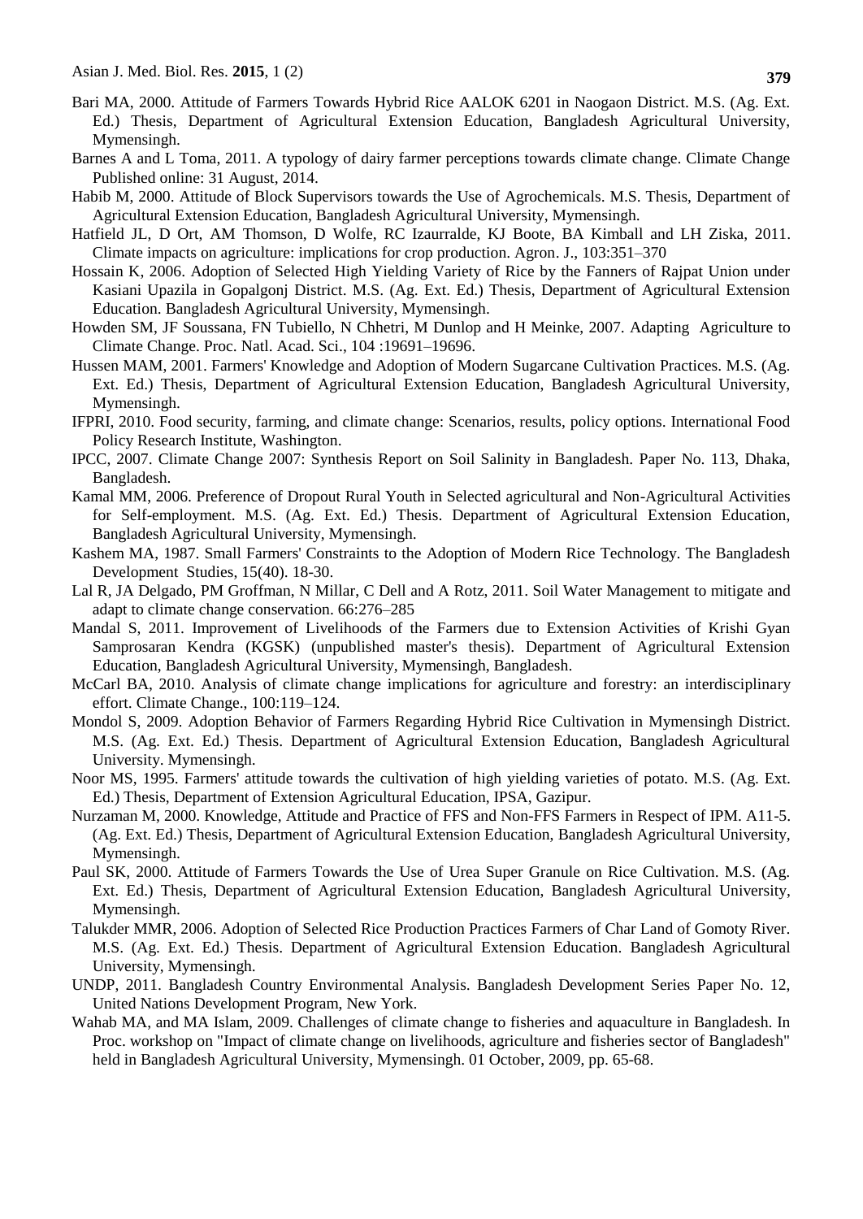Bari MA, 2000. Attitude of Farmers Towards Hybrid Rice AALOK 6201 in Naogaon District. M.S. (Ag. Ext. Ed.) Thesis, Department of Agricultural Extension Education, Bangladesh Agricultural University, Mymensingh.

Barnes A and L Toma, 2011. A typology of dairy farmer perceptions towards climate change. Climate Change Published online: 31 August, 2014.

Habib M, 2000. Attitude of Block Supervisors towards the Use of Agrochemicals. M.S. Thesis, Department of Agricultural Extension Education, Bangladesh Agricultural University, Mymensingh.

Hatfield JL, D Ort, AM Thomson, D Wolfe, RC Izaurralde, KJ Boote, BA Kimball and LH Ziska, 2011. Climate impacts on agriculture: implications for crop production. Agron. J., 103:351–370

Hossain K, 2006. Adoption of Selected High Yielding Variety of Rice by the Fanners of Rajpat Union under Kasiani Upazila in Gopalgonj District. M.S. (Ag. Ext. Ed.) Thesis, Department of Agricultural Extension Education. Bangladesh Agricultural University, Mymensingh.

Howden SM, JF Soussana, FN Tubiello, N Chhetri, M Dunlop and H Meinke, 2007. Adapting Agriculture to Climate Change. Proc. Natl. Acad. Sci., 104 :19691–19696.

Hussen MAM, 2001. Farmers' Knowledge and Adoption of Modern Sugarcane Cultivation Practices. M.S. (Ag. Ext. Ed.) Thesis, Department of Agricultural Extension Education, Bangladesh Agricultural University, Mymensingh.

IFPRI, 2010. Food security, farming, and climate change: Scenarios, results, policy options. International Food Policy Research Institute, Washington.

IPCC, 2007. Climate Change 2007: Synthesis Report on Soil Salinity in Bangladesh. Paper No. 113, Dhaka, Bangladesh.

Kamal MM, 2006. Preference of Dropout Rural Youth in Selected agricultural and Non-Agricultural Activities for Self-employment. M.S. (Ag. Ext. Ed.) Thesis. Department of Agricultural Extension Education, Bangladesh Agricultural University, Mymensingh.

Kashem MA, 1987. Small Farmers' Constraints to the Adoption of Modern Rice Technology. The Bangladesh Development Studies, 15(40). 18-30.

Lal R, JA Delgado, PM Groffman, N Millar, C Dell and A Rotz, 2011. Soil Water Management to mitigate and adapt to climate change conservation. 66:276–285

Mandal S, 2011. Improvement of Livelihoods of the Farmers due to Extension Activities of Krishi Gyan Samprosaran Kendra (KGSK) (unpublished master's thesis). Department of Agricultural Extension Education, Bangladesh Agricultural University, Mymensingh, Bangladesh.

McCarl BA, 2010. Analysis of climate change implications for agriculture and forestry: an interdisciplinary effort. Climate Change., 100:119–124.

Mondol S, 2009. Adoption Behavior of Farmers Regarding Hybrid Rice Cultivation in Mymensingh District. M.S. (Ag. Ext. Ed.) Thesis. Department of Agricultural Extension Education, Bangladesh Agricultural University. Mymensingh.

Noor MS, 1995. Farmers' attitude towards the cultivation of high yielding varieties of potato. M.S. (Ag. Ext. Ed.) Thesis, Department of Extension Agricultural Education, IPSA, Gazipur.

Nurzaman M, 2000. Knowledge, Attitude and Practice of FFS and Non-FFS Farmers in Respect of IPM. A11-5. (Ag. Ext. Ed.) Thesis, Department of Agricultural Extension Education, Bangladesh Agricultural University, Mymensingh.

Paul SK, 2000. Attitude of Farmers Towards the Use of Urea Super Granule on Rice Cultivation. M.S. (Ag. Ext. Ed.) Thesis, Department of Agricultural Extension Education, Bangladesh Agricultural University, Mymensingh.

Talukder MMR, 2006. Adoption of Selected Rice Production Practices Farmers of Char Land of Gomoty River. M.S. (Ag. Ext. Ed.) Thesis. Department of Agricultural Extension Education. Bangladesh Agricultural University, Mymensingh.

UNDP, 2011. Bangladesh Country Environmental Analysis. Bangladesh Development Series Paper No. 12, United Nations Development Program, New York.

Wahab MA, and MA Islam, 2009. Challenges of climate change to fisheries and aquaculture in Bangladesh. In Proc. workshop on "Impact of climate change on livelihoods, agriculture and fisheries sector of Bangladesh" held in Bangladesh Agricultural University, Mymensingh. 01 October, 2009, pp. 65-68.